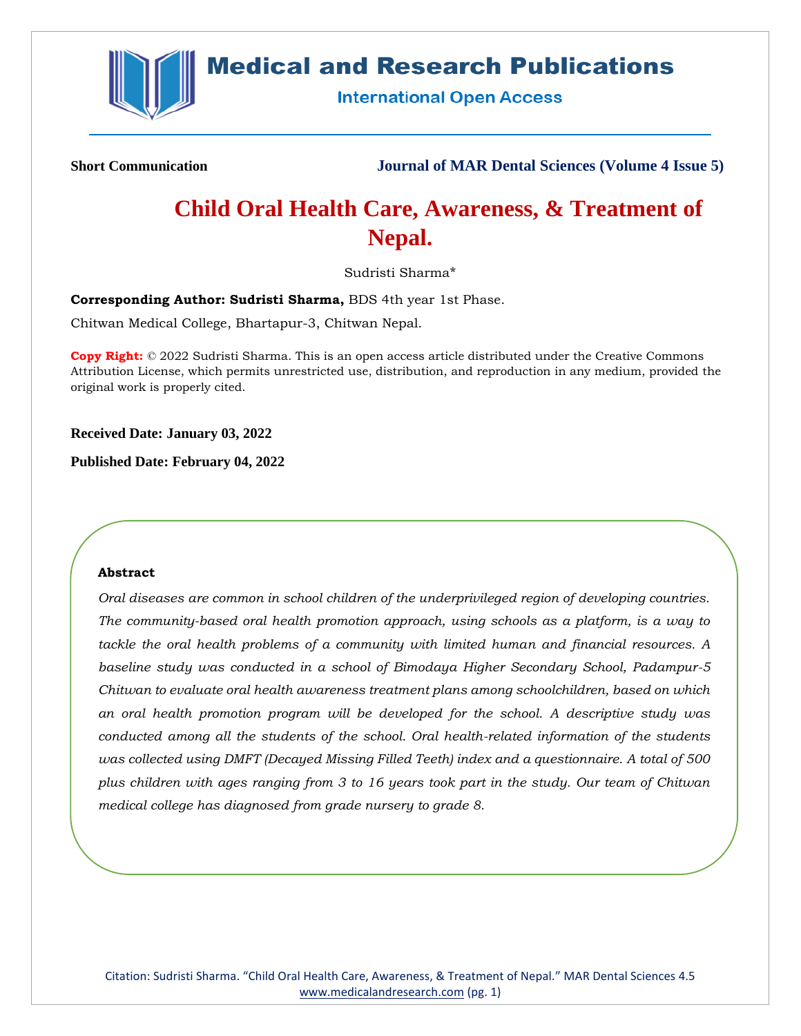**Short Communication**

# Child Oral Health Care, Awareness, & Treatment of Nepal.

Sudristi Sharma*

**Corresponding Author: Sudristi Sharma,** BDS 4th year 1st Phase.

Chitwan Medical College, Bhartapur-3, Chitwan Nepal.

**Copy Right:** © 2022 Sudristi Sharma. This is an open access article distributed under the Creative Commons Attribution License, which permits unrestricted use, distribution, and reproduction in any medium, provided the original work is properly cited.

**Received Date: January 03, 2022**

**Published Date: February 04, 2022**

## Abstract

*Oral diseases are common in school children of the underprivileged region of developing countries. The community-based oral health promotion approach, using schools as a platform, is a way to tackle the oral health problems of a community with limited human and financial resources. A baseline study was conducted in a school of Bimodaya Higher Secondary School, Padampur-5 Chitwan to evaluate oral health awareness treatment plans among schoolchildren, based on which an oral health promotion program will be developed for the school. A descriptive study was conducted among all the students of the school. Oral health-related information of the students was collected using DMFT (Decayed Missing Filled Teeth) index and a questionnaire. A total of 500 plus children with ages ranging from 3 to 16 years took part in the study. Our team of Chitwan medical college has diagnosed from grade nursery to grade 8.*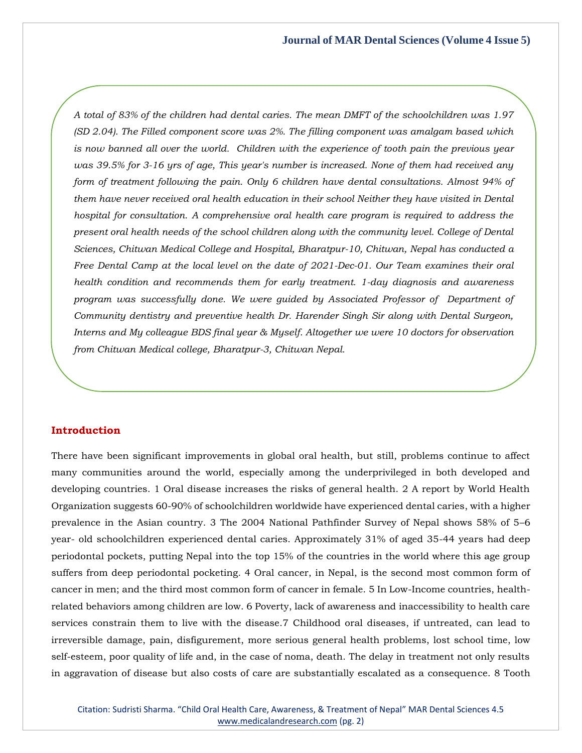*A total of 83% of the children had dental caries. The mean DMFT of the schoolchildren was 1.97 (SD 2.04). The Filled component score was 2%. The filling component was amalgam based which is now banned all over the world. Children with the experience of tooth pain the previous year was 39.5% for 3-16 yrs of age, This year's number is increased. None of them had received any form of treatment following the pain. Only 6 children have dental consultations. Almost 94% of them have never received oral health education in their school Neither they have visited in Dental hospital for consultation. A comprehensive oral health care program is required to address the present oral health needs of the school children along with the community level. College of Dental Sciences, Chitwan Medical College and Hospital, Bharatpur-10, Chitwan, Nepal has conducted a Free Dental Camp at the local level on the date of 2021-Dec-01. Our Team examines their oral health condition and recommends them for early treatment. 1-day diagnosis and awareness program was successfully done. We were guided by Associated Professor of Department of Community dentistry and preventive health Dr. Harender Singh Sir along with Dental Surgeon, Interns and My colleague BDS final year & Myself. Altogether we were 10 doctors for observation from Chitwan Medical college, Bharatpur-3, Chitwan Nepal.*

## Introduction

There have been significant improvements in global oral health, but still, problems continue to affect many communities around the world, especially among the underprivileged in both developed and developing countries. 1 Oral disease increases the risks of general health. 2 A report by World Health Organization suggests 60-90% of schoolchildren worldwide have experienced dental caries, with a higher prevalence in the Asian country. 3 The 2004 National Pathfinder Survey of Nepal shows 58% of 5–6 year- old schoolchildren experienced dental caries. Approximately 31% of aged 35-44 years had deep periodontal pockets, putting Nepal into the top 15% of the countries in the world where this age group suffers from deep periodontal pocketing. 4 Oral cancer, in Nepal, is the second most common form of cancer in men; and the third most common form of cancer in female. 5 In Low-Income countries, health-related behaviors among children are low. 6 Poverty, lack of awareness and inaccessibility to health care services constrain them to live with the disease.7 Childhood oral diseases, if untreated, can lead to irreversible damage, pain, disfigurement, more serious general health problems, lost school time, low self-esteem, poor quality of life and, in the case of noma, death. The delay in treatment not only results in aggravation of disease but also costs of care are substantially escalated as a consequence. 8 Tooth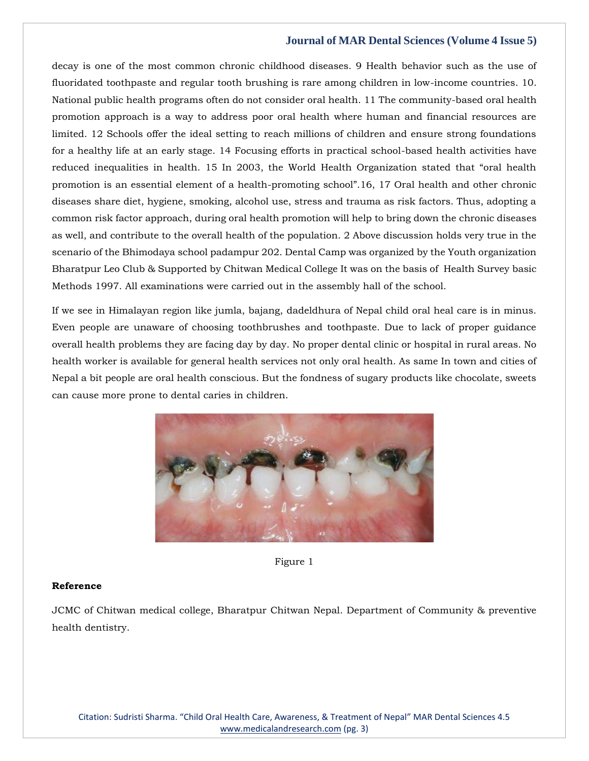decay is one of the most common chronic childhood diseases. 9 Health behavior such as the use of fluoridated toothpaste and regular tooth brushing is rare among children in low-income countries. 10. National public health programs often do not consider oral health. 11 The community-based oral health promotion approach is a way to address poor oral health where human and financial resources are limited. 12 Schools offer the ideal setting to reach millions of children and ensure strong foundations for a healthy life at an early stage. 14 Focusing efforts in practical school-based health activities have reduced inequalities in health. 15 In 2003, the World Health Organization stated that "oral health promotion is an essential element of a health-promoting school".16, 17 Oral health and other chronic diseases share diet, hygiene, smoking, alcohol use, stress and trauma as risk factors. Thus, adopting a common risk factor approach, during oral health promotion will help to bring down the chronic diseases as well, and contribute to the overall health of the population. 2 Above discussion holds very true in the scenario of the Bhimodaya school padampur 202. Dental Camp was organized by the Youth organization Bharatpur Leo Club & Supported by Chitwan Medical College It was on the basis of Health Survey basic Methods 1997. All examinations were carried out in the assembly hall of the school.

If we see in Himalayan region like jumla, bajang, dadeldhura of Nepal child oral heal care is in minus. Even people are unaware of choosing toothbrushes and toothpaste. Due to lack of proper guidance overall health problems they are facing day by day. No proper dental clinic or hospital in rural areas. No health worker is available for general health services not only oral health. As same In town and cities of Nepal a bit people are oral health conscious. But the fondness of sugary products like chocolate, sweets can cause more prone to dental caries in children.

Figure 1

**Reference**

JCMC of Chitwan medical college, Bharatpur Chitwan Nepal. Department of Community & preventive health dentistry.